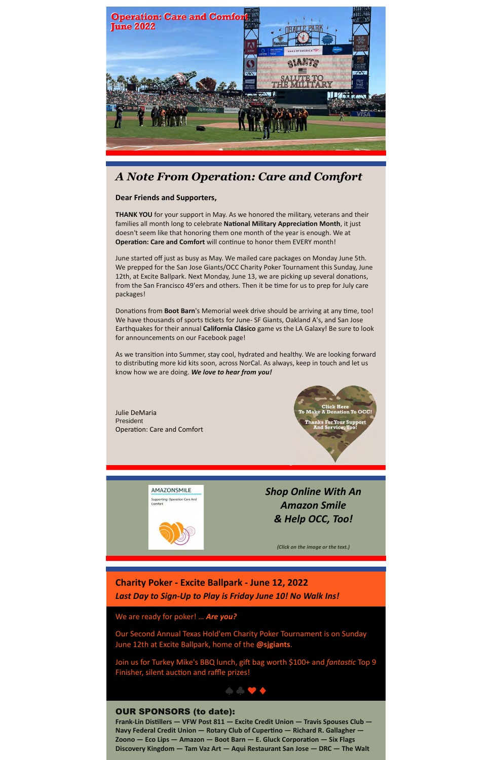**Operation: Care and Comfort June 2022**

## A Note From Operation: Care and Comfort

**Dear Friends and Supporters,**

**THANK YOU** for your support in May. As we honored the military, veterans and their families all month long to celebrate **National Military Appreciation Month**, it just doesn't seem like that honoring them one month of the year is enough. We at **Operation: Care and Comfort** will continue to honor them EVERY month!

June started off just as busy as May. We mailed care packages on Monday June 5th. We prepped for the San Jose Giants/OCC Charity Poker Tournament this Sunday, June 12th, at Excite Ballpark. Next Monday, June 13, we are picking up several donations, from the San Francisco 49'ers and others. Then it be time for us to prep for July care packages!

Donations from **Boot Barn**'s Memorial week drive should be arriving at any time, too! We have thousands of sports tickets for June- SF Giants, Oakland A's, and San Jose Earthquakes for their annual **California Clásico** game vs the LA Galaxy! Be sure to look for announcements on our Facebook page!

As we transition into Summer, stay cool, hydrated and healthy. We are looking forward to distributing more kid kits soon, across NorCal. As always, keep in touch and let us know how we are doing. ***We love to hear from you!***

Julie DeMaria
President
Operation: Care and Comfort

Click Here To Make A Donation To OCC! Thanks For Your Support And Service, Too!

AMAZONSMILE
Supporting: Operation Care And Comfort

***Shop Online With An Amazon Smile & Help OCC, Too!***

*(Click on the image or the text.)*

## Charity Poker - Excite Ballpark - June 12, 2022

***Last Day to Sign-Up to Play is Friday June 10! No Walk Ins!***

We are ready for poker! ... ***Are you?***

Our Second Annual Texas Hold'em Charity Poker Tournament is on Sunday June 12th at Excite Ballpark, home of the **@sjgiants**.

Join us for Turkey Mike's BBQ lunch, gift bag worth $100+ and *fantastic* Top 9 Finisher, silent auction and raffle prizes!

♠ ♣ ♥ ♦

### OUR SPONSORS (to date):

**Frank-Lin Distillers — VFW Post 811 — Excite Credit Union — Travis Spouses Club — Navy Federal Credit Union — Rotary Club of Cupertino — Richard R. Gallagher — Zoono — Eco Lips — Amazon — Boot Barn — E. Gluck Corporation — Six Flags Discovery Kingdom — Tam Vaz Art — Aqui Restaurant San Jose — DRC — The Walt**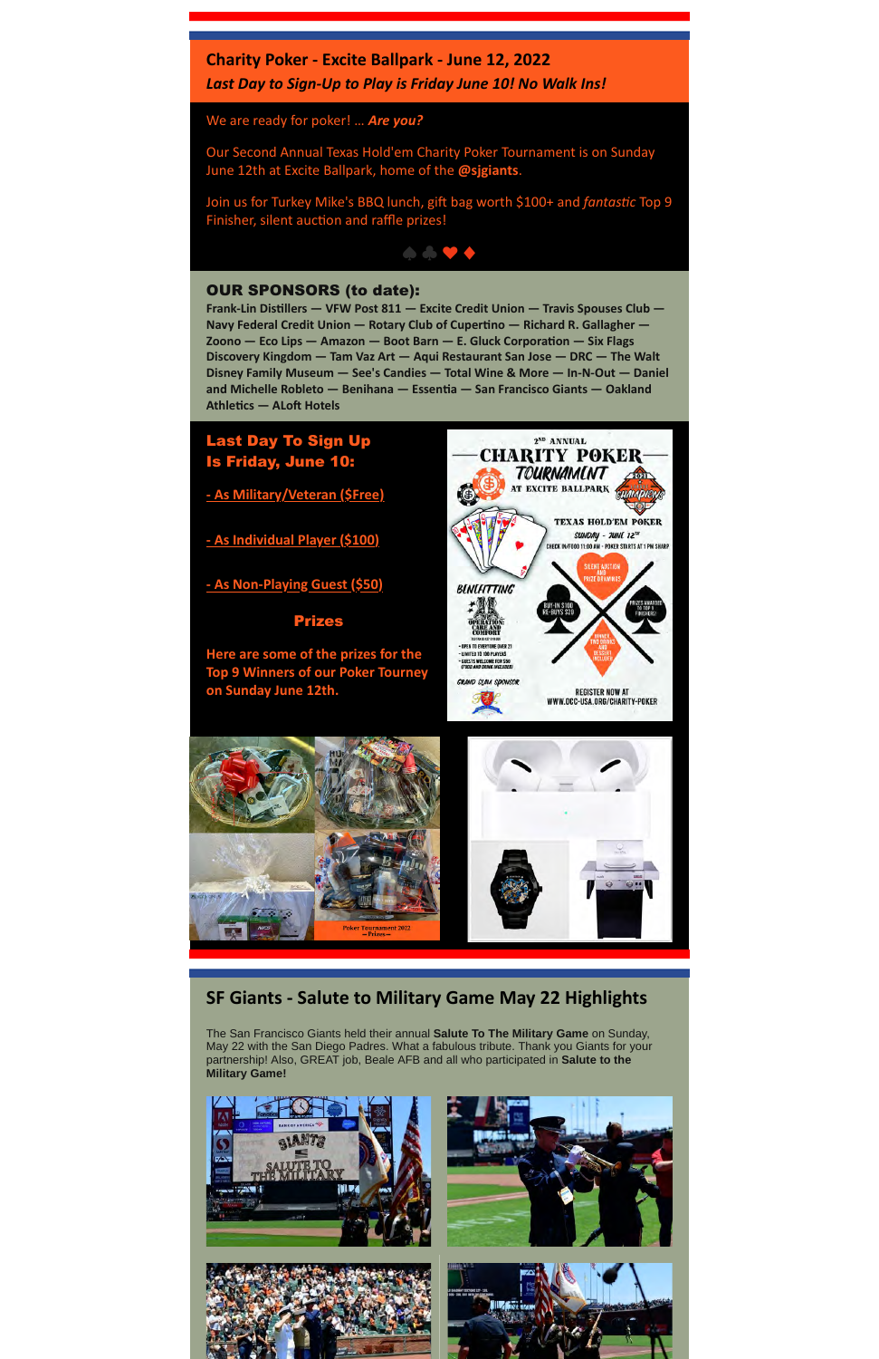## Charity Poker - Excite Ballpark - June 12, 2022

***Last Day to Sign-Up to Play is Friday June 10! No Walk Ins!***

We are ready for poker! ... ***Are you?***

Our Second Annual Texas Hold'em Charity Poker Tournament is on Sunday June 12th at Excite Ballpark, home of the **@sjgiants**.

Join us for Turkey Mike's BBQ lunch, gift bag worth $100+ and *fantastic* Top 9 Finisher, silent auction and raffle prizes!

♠♣♥♦

### OUR SPONSORS (to date):

**Frank-Lin Distillers — VFW Post 811 — Excite Credit Union — Travis Spouses Club — Navy Federal Credit Union — Rotary Club of Cupertino — Richard R. Gallagher — Zoono — Eco Lips — Amazon — Boot Barn — E. Gluck Corporation — Six Flags Discovery Kingdom — Tam Vaz Art — Aqui Restaurant San Jose — DRC — The Walt Disney Family Museum — See's Candies — Total Wine & More — In-N-Out — Daniel and Michelle Robleto — Benihana — Essentia — San Francisco Giants — Oakland Athletics — ALoft Hotels**

### Last Day To Sign Up Is Friday, June 10:

- As Military/Veteran ($Free)

- As Individual Player ($100)

- As Non-Playing Guest ($50)

### Prizes

**Here are some of the prizes for the Top 9 Winners of our Poker Tourney on Sunday June 12th.**

## SF Giants - Salute to Military Game May 22 Highlights

The San Francisco Giants held their annual **Salute To The Military Game** on Sunday, May 22 with the San Diego Padres. What a fabulous tribute. Thank you Giants for your partnership! Also, GREAT job, Beale AFB and all who participated in **Salute to the Military Game!**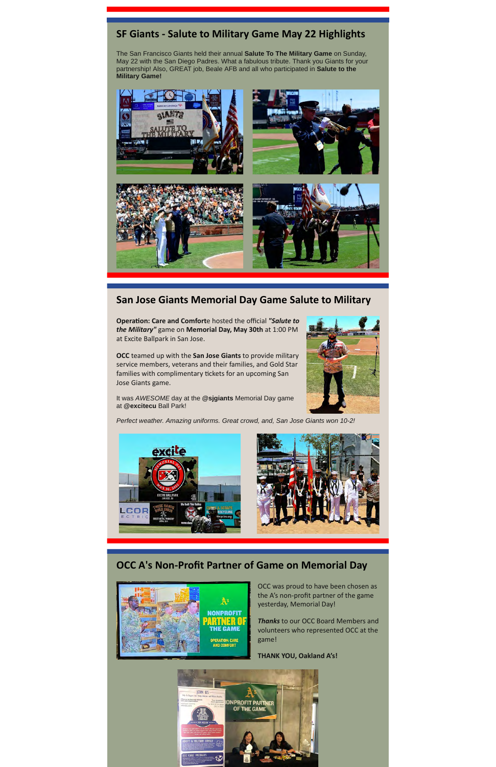## SF Giants - Salute to Military Game May 22 Highlights

The San Francisco Giants held their annual **Salute To The Military Game** on Sunday, May 22 with the San Diego Padres. What a fabulous tribute. Thank you Giants for your partnership! Also, GREAT job, Beale AFB and all who participated in **Salute to the Military Game!**

## San Jose Giants Memorial Day Game Salute to Military

**Operation: Care and Comfort**e hosted the official ***"Salute to the Military"*** game on **Memorial Day, May 30th** at 1:00 PM at Excite Ballpark in San Jose.

**OCC** teamed up with the **San Jose Giants** to provide military service members, veterans and their families, and Gold Star families with complimentary tickets for an upcoming San Jose Giants game.

It was *AWESOME* day at the **@sjgiants** Memorial Day game at **@excitecu** Ball Park!

*Perfect weather. Amazing uniforms. Great crowd, and, San Jose Giants won 10-2!*

## OCC A's Non-Profit Partner of Game on Memorial Day

OCC was proud to have been chosen as the A's non-profit partner of the game yesterday, Memorial Day!

***Thanks*** to our OCC Board Members and volunteers who represented OCC at the game!

**THANK YOU, Oakland A's!**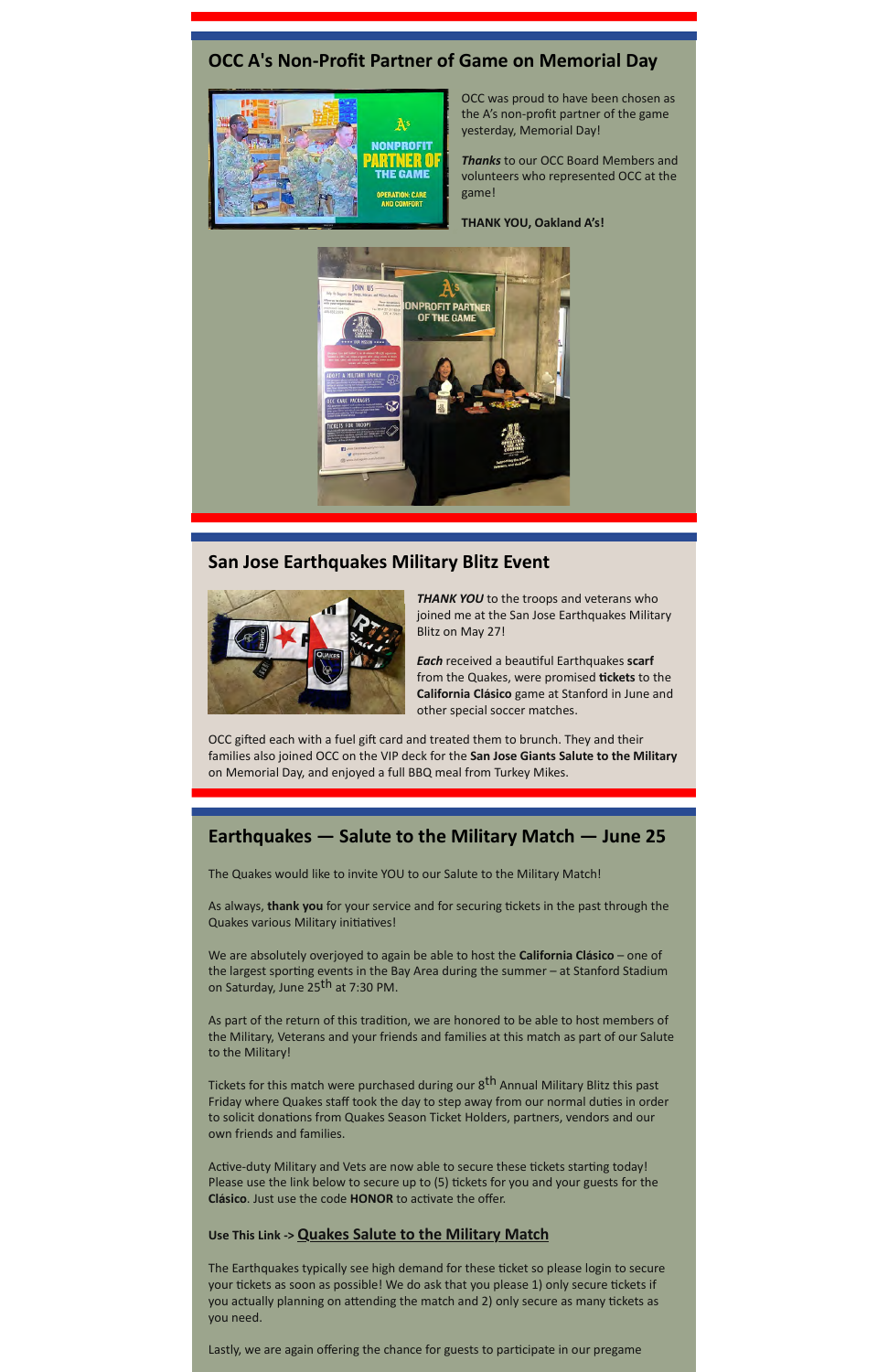## OCC A's Non-Profit Partner of Game on Memorial Day

OCC was proud to have been chosen as the A's non-profit partner of the game yesterday, Memorial Day!

***Thanks*** to our OCC Board Members and volunteers who represented OCC at the game!

**THANK YOU, Oakland A's!**

## San Jose Earthquakes Military Blitz Event

***THANK YOU*** to the troops and veterans who joined me at the San Jose Earthquakes Military Blitz on May 27!

***Each*** received a beautiful Earthquakes **scarf** from the Quakes, were promised **tickets** to the **California Clásico** game at Stanford in June and other special soccer matches.

OCC gifted each with a fuel gift card and treated them to brunch. They and their families also joined OCC on the VIP deck for the **San Jose Giants Salute to the Military** on Memorial Day, and enjoyed a full BBQ meal from Turkey Mikes.

## Earthquakes — Salute to the Military Match — June 25

The Quakes would like to invite YOU to our Salute to the Military Match!

As always, **thank you** for your service and for securing tickets in the past through the Quakes various Military initiatives!

We are absolutely overjoyed to again be able to host the **California Clásico** – one of the largest sporting events in the Bay Area during the summer – at Stanford Stadium on Saturday, June 25th at 7:30 PM.

As part of the return of this tradition, we are honored to be able to host members of the Military, Veterans and your friends and families at this match as part of our Salute to the Military!

Tickets for this match were purchased during our 8th Annual Military Blitz this past Friday where Quakes staff took the day to step away from our normal duties in order to solicit donations from Quakes Season Ticket Holders, partners, vendors and our own friends and families.

Active-duty Military and Vets are now able to secure these tickets starting today! Please use the link below to secure up to (5) tickets for you and your guests for the **Clásico**. Just use the code **HONOR** to activate the offer.

**Use This Link ->** **Quakes Salute to the Military Match**

The Earthquakes typically see high demand for these ticket so please login to secure your tickets as soon as possible! We do ask that you please 1) only secure tickets if you actually planning on attending the match and 2) only secure as many tickets as you need.

Lastly, we are again offering the chance for guests to participate in our pregame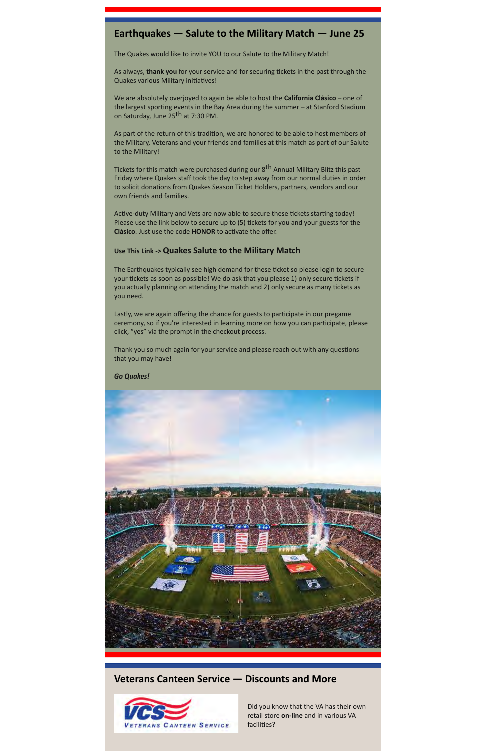## Earthquakes — Salute to the Military Match — June 25

The Quakes would like to invite YOU to our Salute to the Military Match!

As always, **thank you** for your service and for securing tickets in the past through the Quakes various Military initiatives!

We are absolutely overjoyed to again be able to host the **California Clásico** – one of the largest sporting events in the Bay Area during the summer – at Stanford Stadium on Saturday, June 25th at 7:30 PM.

As part of the return of this tradition, we are honored to be able to host members of the Military, Veterans and your friends and families at this match as part of our Salute to the Military!

Tickets for this match were purchased during our 8th Annual Military Blitz this past Friday where Quakes staff took the day to step away from our normal duties in order to solicit donations from Quakes Season Ticket Holders, partners, vendors and our own friends and families.

Active-duty Military and Vets are now able to secure these tickets starting today! Please use the link below to secure up to (5) tickets for you and your guests for the **Clásico**. Just use the code **HONOR** to activate the offer.

**Use This Link ->** **Quakes Salute to the Military Match**

The Earthquakes typically see high demand for these ticket so please login to secure your tickets as soon as possible! We do ask that you please 1) only secure tickets if you actually planning on attending the match and 2) only secure as many tickets as you need.

Lastly, we are again offering the chance for guests to participate in our pregame ceremony, so if you're interested in learning more on how you can participate, please click, "yes" via the prompt in the checkout process.

Thank you so much again for your service and please reach out with any questions that you may have!

***Go Quakes!***

## Veterans Canteen Service — Discounts and More

Did you know that the VA has their own retail store **on-line** and in various VA facilities?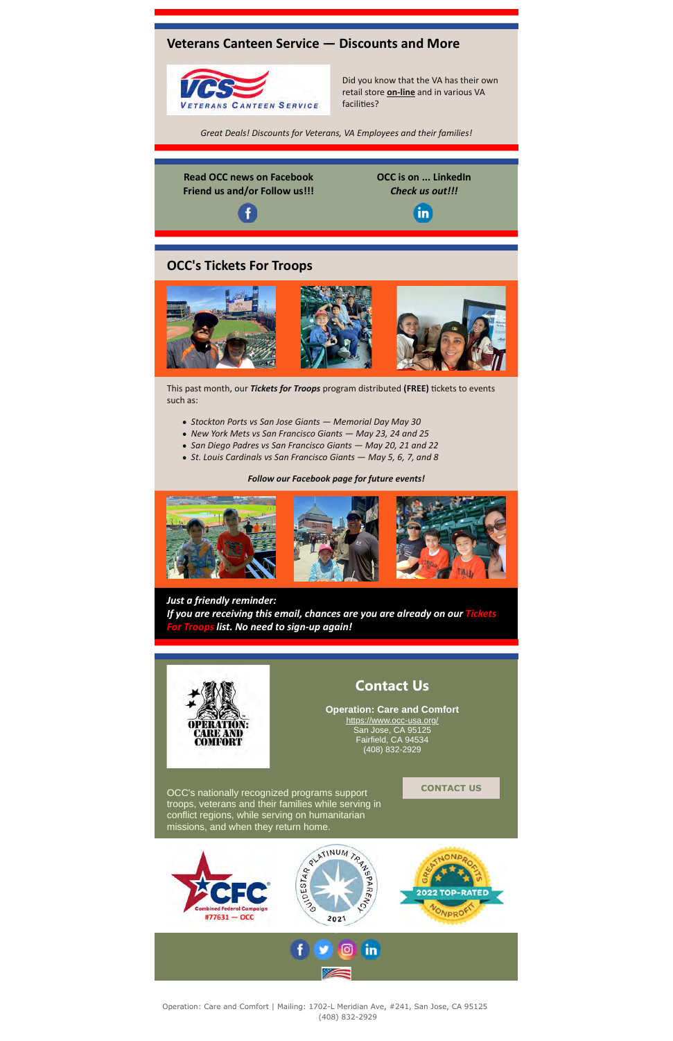## Veterans Canteen Service — Discounts and More

Did you know that the VA has their own retail store **on-line** and in various VA facilities?

*Great Deals! Discounts for Veterans, VA Employees and their families!*

**Read OCC news on Facebook**
**Friend us and/or Follow us!!!**

**OCC is on ... LinkedIn**
***Check us out!!!***

## OCC's Tickets For Troops

This past month, our ***Tickets for Troops*** program distributed **(FREE)** tickets to events such as:

- *Stockton Ports vs San Jose Giants — Memorial Day May 30*
- *New York Mets vs San Francisco Giants — May 23, 24 and 25*
- *San Diego Padres vs San Francisco Giants — May 20, 21 and 22*
- *St. Louis Cardinals vs San Francisco Giants — May 5, 6, 7, and 8*

***Follow our Facebook page for future events!***

***Just a friendly reminder:***
***If you are receiving this email, chances are you are already on our Tickets For Troops list. No need to sign-up again!***

## Contact Us

**Operation: Care and Comfort**
https://www.occ-usa.org/
San Jose, CA 95125
Fairfield, CA 94534
(408) 832-2929

CONTACT US

OCC's nationally recognized programs support troops, veterans and their families while serving in conflict regions, while serving on humanitarian missions, and when they return home.

CFC Combined Federal Campaign #77631 — OCC

GuideStar Platinum Transparency 2021

GreatNonprofits 2022 Top-Rated Nonprofit

Operation: Care and Comfort | Mailing: 1702-L Meridian Ave, #241, San Jose, CA 95125
(408) 832-2929